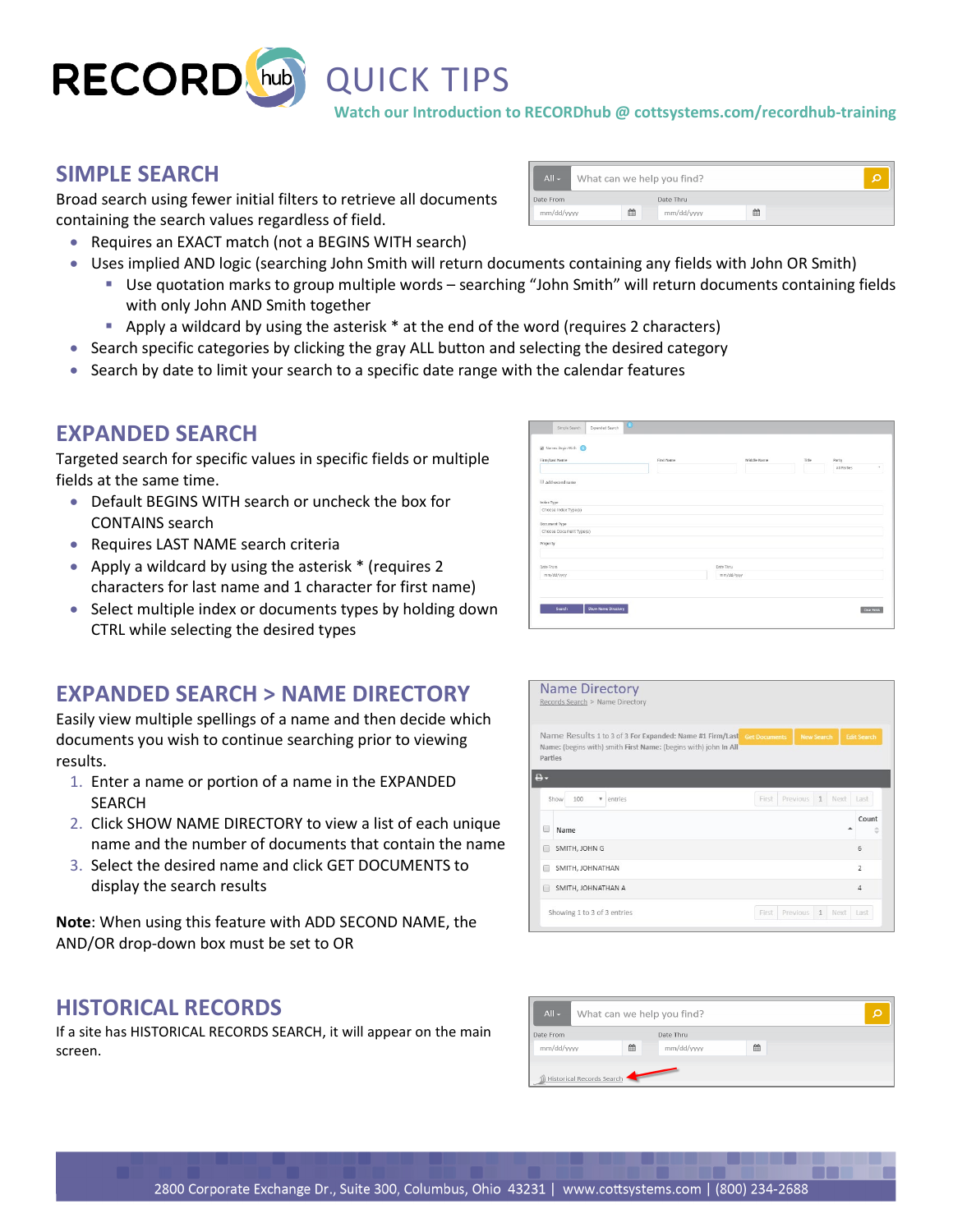# RECORDhub QUICK TIPS

Watch our Introduction to RECORDhub @ cottsystems.com/recordhub-training

## SIMPLE SEARCH

Broad search using fewer initial filters to retrieve all documents containing the search values regardless of field.

- Requires an EXACT match (not a BEGINS WITH search)
- Uses implied AND logic (searching John Smith will return documents containing any fields with John OR Smith)
  - Use quotation marks to group multiple words – searching "John Smith" will return documents containing fields with only John AND Smith together
  - Apply a wildcard by using the asterisk * at the end of the word (requires 2 characters)
- Search specific categories by clicking the gray ALL button and selecting the desired category
- Search by date to limit your search to a specific date range with the calendar features

## EXPANDED SEARCH

Targeted search for specific values in specific fields or multiple fields at the same time.

- Default BEGINS WITH search or uncheck the box for CONTAINS search
- Requires LAST NAME search criteria
- Apply a wildcard by using the asterisk * (requires 2 characters for last name and 1 character for first name)
- Select multiple index or documents types by holding down CTRL while selecting the desired types

## EXPANDED SEARCH > NAME DIRECTORY

Easily view multiple spellings of a name and then decide which documents you wish to continue searching prior to viewing results.

1. Enter a name or portion of a name in the EXPANDED SEARCH
2. Click SHOW NAME DIRECTORY to view a list of each unique name and the number of documents that contain the name
3. Select the desired name and click GET DOCUMENTS to display the search results

**Note**: When using this feature with ADD SECOND NAME, the AND/OR drop-down box must be set to OR

## HISTORICAL RECORDS

If a site has HISTORICAL RECORDS SEARCH, it will appear on the main screen.

2800 Corporate Exchange Dr., Suite 300, Columbus, Ohio 43231 | www.cottsystems.com | (800) 234-2688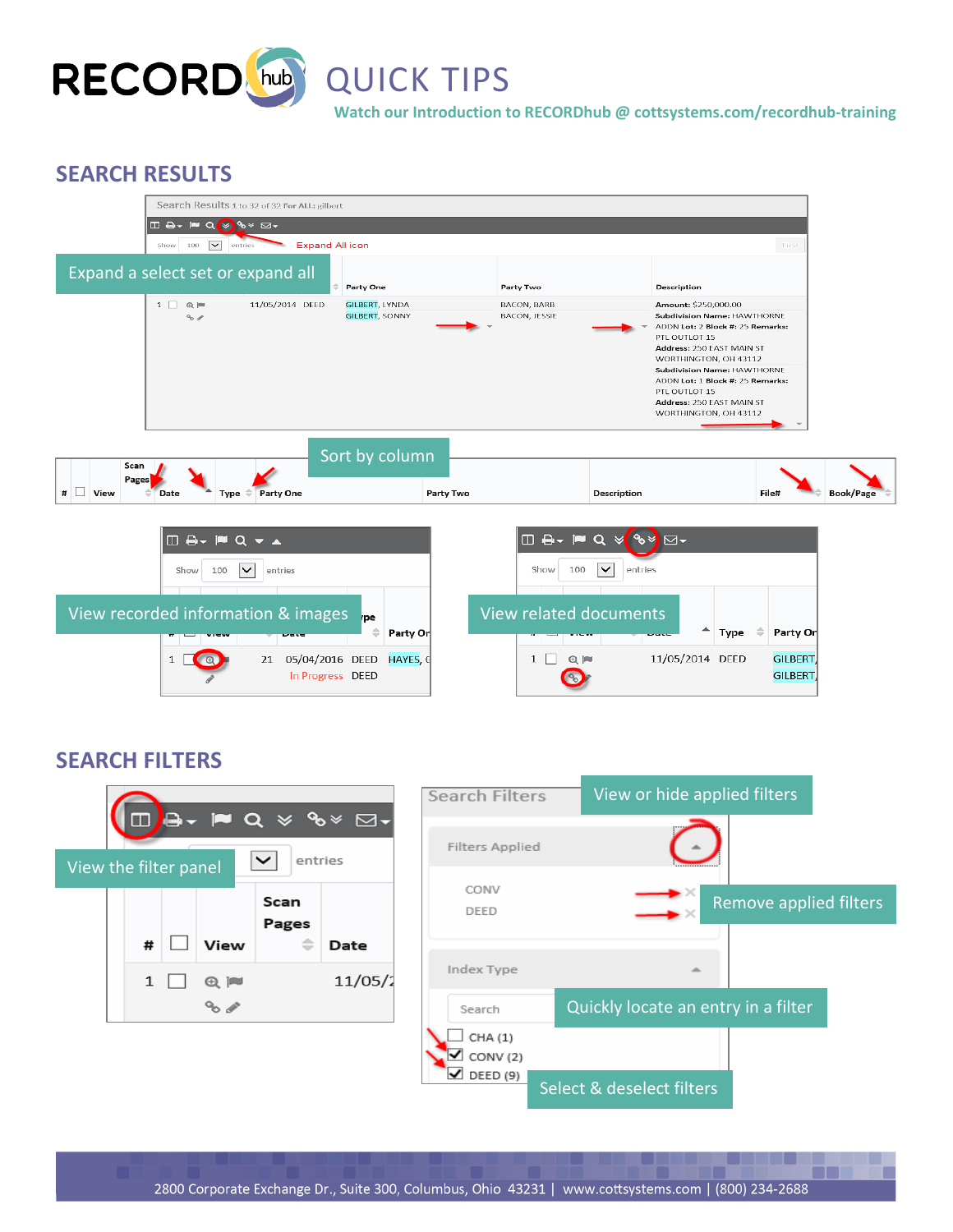# RECORDhub QUICK TIPS

Watch our Introduction to RECORDhub @ cottsystems.com/recordhub-training

## SEARCH RESULTS

Expand a select set or expand all

Expand All icon

Sort by column

View recorded information & images

View related documents

## SEARCH FILTERS

View the filter panel

View or hide applied filters

Remove applied filters

Quickly locate an entry in a filter

Select & deselect filters

2800 Corporate Exchange Dr., Suite 300, Columbus, Ohio 43231 | www.cottsystems.com | (800) 234-2688